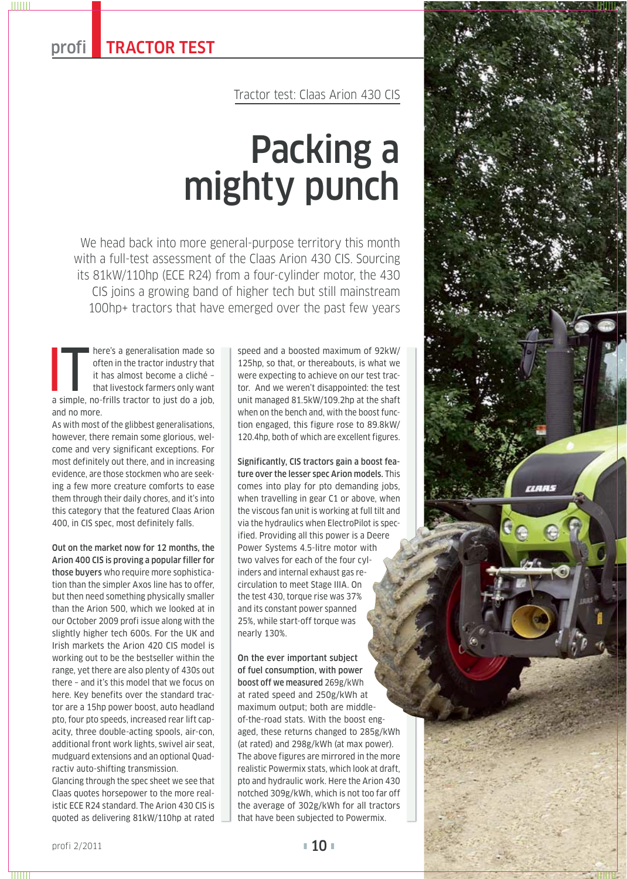Tractor test: Claas Arion 430 CIS

# Packing a mighty punch

We head back into more general-purpose territory this month with a full-test assessment of the Claas Arion 430 CIS. Sourcing its 81kW/110hp (ECE R24) from a four-cylinder motor, the 430 CIS joins a growing band of higher tech but still mainstream 100hp+ tractors that have emerged over the past few years

There's a generalisation made so often in the tractor industry that it has almost become a cliché – that livestock farmers only want a simple, no-frills tractor to just do a job, and no more.

As with most of the glibbest generalisations, however, there remain some glorious, welcome and very significant exceptions. For most definitely out there, and in increasing evidence, are those stockmen who are seeking a few more creature comforts to ease them through their daily chores, and it's into this category that the featured Claas Arion 400, in CIS spec, most definitely falls.

**Out on the market now for 12 months, the Arion 400 CIS is proving a popular filler for those buyers** who require more sophistication than the simpler Axos line has to offer, but then need something physically smaller than the Arion 500, which we looked at in our October 2009 profi issue along with the slightly higher tech 600s. For the UK and Irish markets the Arion 420 CIS model is working out to be the bestseller within the range, yet there are also plenty of 430s out there – and it's this model that we focus on here. Key benefits over the standard tractor are a 15hp power boost, auto headland pto, four pto speeds, increased rear lift capacity, three double-acting spools, air-con, additional front work lights, swivel air seat, mudguard extensions and an optional Quadractiv auto-shifting transmission.

Glancing through the spec sheet we see that Claas quotes horsepower to the more realistic ECE R24 standard. The Arion 430 CIS is quoted as delivering 81kW/110hp at rated speed and a boosted maximum of 92kW/125hp, so that, or thereabouts, is what we were expecting to achieve on our test tractor. And we weren't disappointed: the test unit managed 81.5kW/109.2hp at the shaft when on the bench and, with the boost function engaged, this figure rose to 89.8kW/120.4hp, both of which are excellent figures.

**Significantly, CIS tractors gain a boost feature over the lesser spec Arion models.** This comes into play for pto demanding jobs, when travelling in gear C1 or above, when the viscous fan unit is working at full tilt and via the hydraulics when ElectroPilot is specified. Providing all this power is a Deere Power Systems 4.5-litre motor with two valves for each of the four cylinders and internal exhaust gas recirculation to meet Stage IIIA. On the test 430, torque rise was 37% and its constant power spanned 25%, while start-off torque was nearly 130%.

**On the ever important subject of fuel consumption, with power boost off we measured** 269g/kWh at rated speed and 250g/kWh at maximum output; both are middle-of-the-road stats. With the boost engaged, these returns changed to 285g/kWh (at rated) and 298g/kWh (at max power). The above figures are mirrored in the more realistic Powermix stats, which look at draft, pto and hydraulic work. Here the Arion 430 notched 309g/kWh, which is not too far off the average of 302g/kWh for all tractors that have been subjected to Powermix.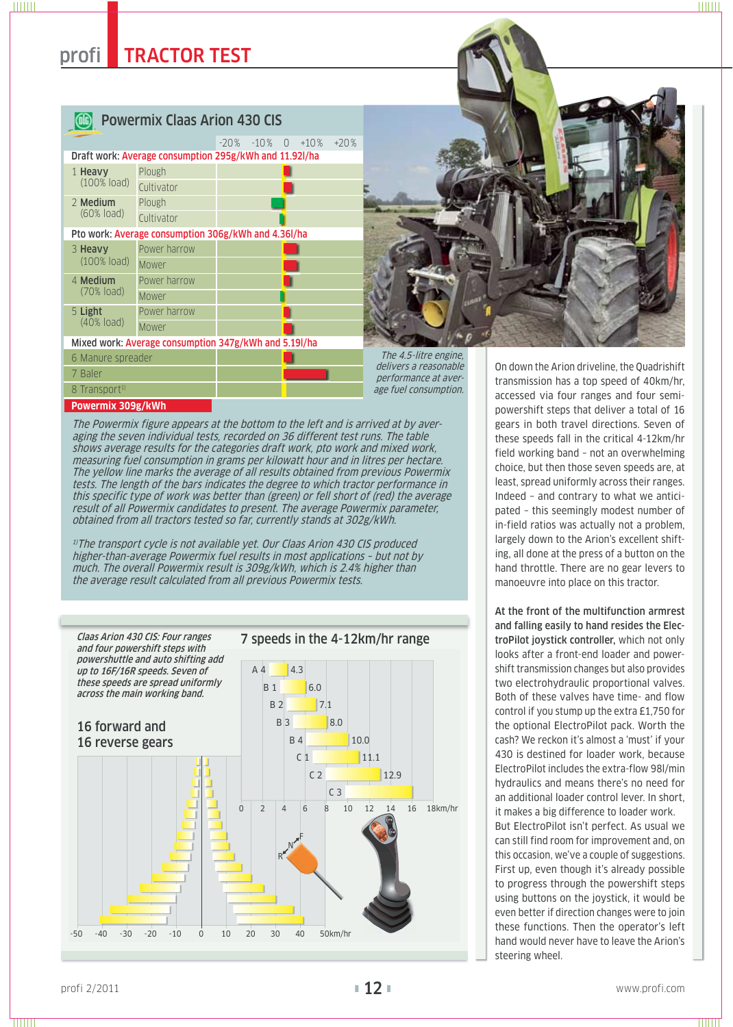## Powermix Claas Arion 430 CIS

| | | -20% -10% 0 +10% +20% |
|---|---|---|
| **Draft work:** Average consumption 295g/kWh and 11.92l/ha | | |
| 1 **Heavy** (100% load) | Plough | |
| | Cultivator | |
| 2 **Medium** (60% load) | Plough | |
| | Cultivator | |
| **Pto work:** Average consumption 306g/kWh and 4.36l/ha | | |
| 3 **Heavy** (100% load) | Power harrow | |
| | Mower | |
| 4 **Medium** (70% load) | Power harrow | |
| | Mower | |
| 5 **Light** (40% load) | Power harrow | |
| | Mower | |
| **Mixed work:** Average consumption 347g/kWh and 5.19l/ha | | |
| 6 Manure spreader | | |
| 7 Baler | | |
| 8 Transport[1] | | |

**Powermix 309g/kWh**

*The Powermix figure appears at the bottom to the left and is arrived at by averaging the seven individual tests, recorded on 36 different test runs. The table shows average results for the categories draft work, pto work and mixed work, measuring fuel consumption in grams per kilowatt hour and in litres per hectare. The yellow line marks the average of all results obtained from previous Powermix tests. The length of the bars indicates the degree to which tractor performance in this specific type of work was better than (green) or fell short of (red) the average result of all Powermix candidates to present. The average Powermix parameter, obtained from all tractors tested so far, currently stands at 302g/kWh.*

*[1]The transport cycle is not available yet. Our Claas Arion 430 CIS produced higher-than-average Powermix fuel results in most applications – but not by much. The overall Powermix result is 309g/kWh, which is 2.4% higher than the average result calculated from all previous Powermix tests.*

*The 4.5-litre engine, delivers a reasonable performance at average fuel consumption.*

*Claas Arion 430 CIS: Four ranges and four powershift steps with powershuttle and auto shifting add up to 16F/16R speeds. Seven of these speeds are spread uniformly across the main working band.*

**16 forward and 16 reverse gears**

**7 speeds in the 4-12km/hr range**

| Gear | km/hr |
|---|---|
| A 4 | 4.3 |
| B 1 | 6.0 |
| B 2 | 7.1 |
| B 3 | 8.0 |
| B 4 | 10.0 |
| C 1 | 11.1 |
| C 2 | 12.9 |
| C 3 | |

On down the Arion driveline, the Quadrishift transmission has a top speed of 40km/hr, accessed via four ranges and four semi-powershift steps that deliver a total of 16 gears in both travel directions. Seven of these speeds fall in the critical 4-12km/hr field working band – not an overwhelming choice, but then those seven speeds are, at least, spread uniformly across their ranges. Indeed – and contrary to what we anticipated – this seemingly modest number of in-field ratios was actually not a problem, largely down to the Arion's excellent shifting, all done at the press of a button on the hand throttle. There are no gear levers to manoeuvre into place on this tractor.

**At the front of the multifunction armrest and falling easily to hand resides the ElectroPilot joystick controller,** which not only looks after a front-end loader and powershift transmission changes but also provides two electrohydraulic proportional valves. Both of these valves have time- and flow control if you stump up the extra £1,750 for the optional ElectroPilot pack. Worth the cash? We reckon it's almost a 'must' if your 430 is destined for loader work, because ElectroPilot includes the extra-flow 98l/min hydraulics and means there's no need for an additional loader control lever. In short, it makes a big difference to loader work. But ElectroPilot isn't perfect. As usual we can still find room for improvement and, on this occasion, we've a couple of suggestions. First up, even though it's already possible to progress through the powershift steps using buttons on the joystick, it would be even better if direction changes were to join these functions. Then the operator's left hand would never have to leave the Arion's steering wheel.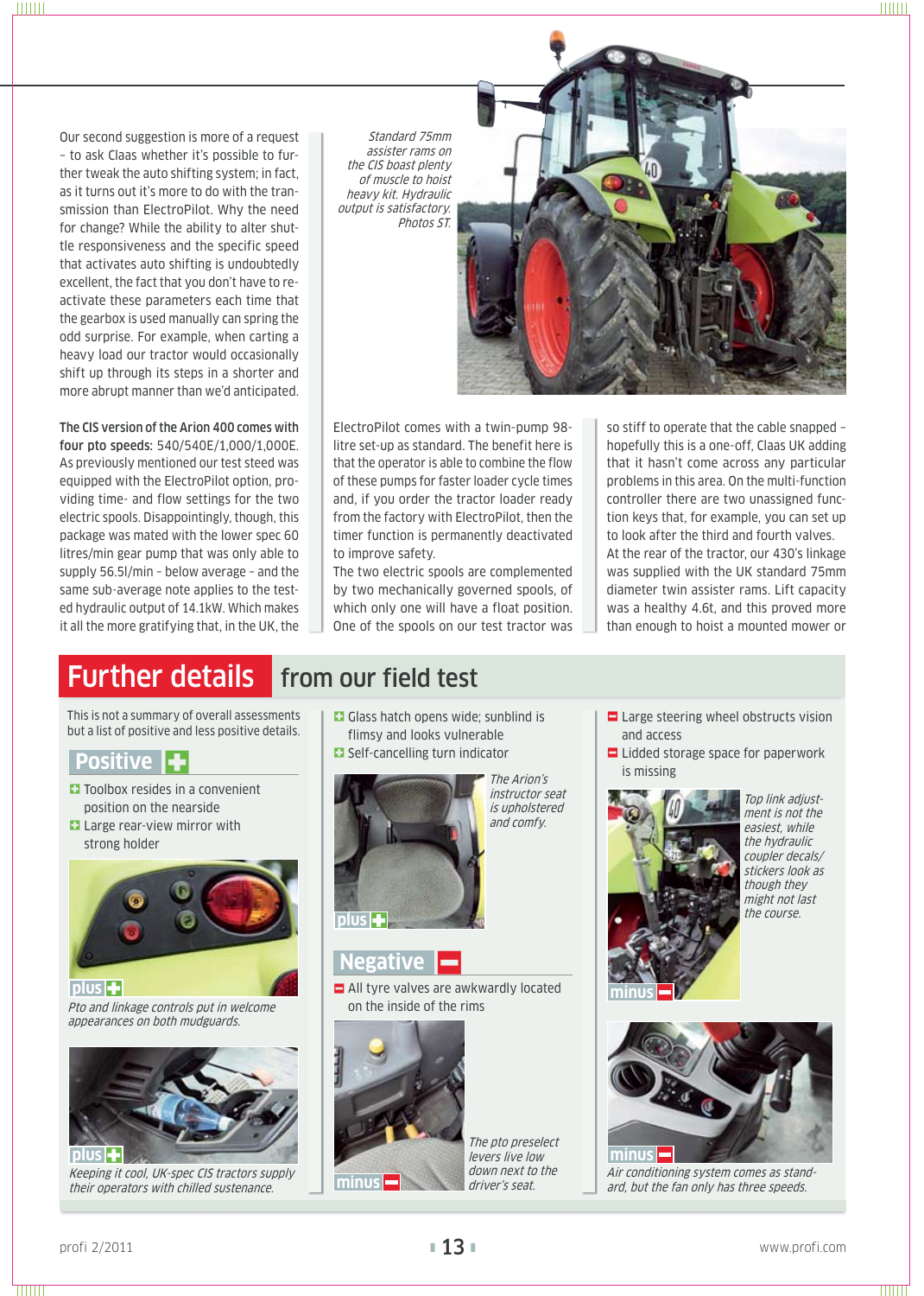Our second suggestion is more of a request – to ask Claas whether it's possible to further tweak the auto shifting system; in fact, as it turns out it's more to do with the transmission than ElectroPilot. Why the need for change? While the ability to alter shuttle responsiveness and the specific speed that activates auto shifting is undoubtedly excellent, the fact that you don't have to reactivate these parameters each time that the gearbox is used manually can spring the odd surprise. For example, when carting a heavy load our tractor would occasionally shift up through its steps in a shorter and more abrupt manner than we'd anticipated.

*Standard 75mm assister rams on the CIS boast plenty of muscle to hoist heavy kit. Hydraulic output is satisfactory. Photos ST.*

**The CIS version of the Arion 400 comes with four pto speeds:** 540/540E/1,000/1,000E. As previously mentioned our test steed was equipped with the ElectroPilot option, providing time- and flow settings for the two electric spools. Disappointingly, though, this package was mated with the lower spec 60 litres/min gear pump that was only able to supply 56.5l/min – below average – and the same sub-average note applies to the tested hydraulic output of 14.1kW. Which makes it all the more gratifying that, in the UK, the ElectroPilot comes with a twin-pump 98-litre set-up as standard. The benefit here is that the operator is able to combine the flow of these pumps for faster loader cycle times and, if you order the tractor loader ready from the factory with ElectroPilot, then the timer function is permanently deactivated to improve safety.

The two electric spools are complemented by two mechanically governed spools, of which only one will have a float position. One of the spools on our test tractor was so stiff to operate that the cable snapped – hopefully this is a one-off, Claas UK adding that it hasn't come across any particular problems in this area. On the multi-function controller there are two unassigned function keys that, for example, you can set up to look after the third and fourth valves.

At the rear of the tractor, our 430's linkage was supplied with the UK standard 75mm diameter twin assister rams. Lift capacity was a healthy 4.6t, and this proved more than enough to hoist a mounted mower or

## Further details from our field test

This is not a summary of overall assessments but a list of positive and less positive details.

### Positive

- Toolbox resides in a convenient position on the nearside
- Large rear-view mirror with strong holder

plus

*Pto and linkage controls put in welcome appearances on both mudguards.*

plus

*Keeping it cool, UK-spec CIS tractors supply their operators with chilled sustenance.*

- Glass hatch opens wide; sunblind is flimsy and looks vulnerable
- Self-cancelling turn indicator

plus

*The Arion's instructor seat is upholstered and comfy.*

### Negative

- All tyre valves are awkwardly located on the inside of the rims

minus

*The pto preselect levers live low down next to the driver's seat.*

- Large steering wheel obstructs vision and access
- Lidded storage space for paperwork is missing

minus

*Top link adjustment is not the easiest, while the hydraulic coupler decals/stickers look as though they might not last the course.*

minus

*Air conditioning system comes as standard, but the fan only has three speeds.*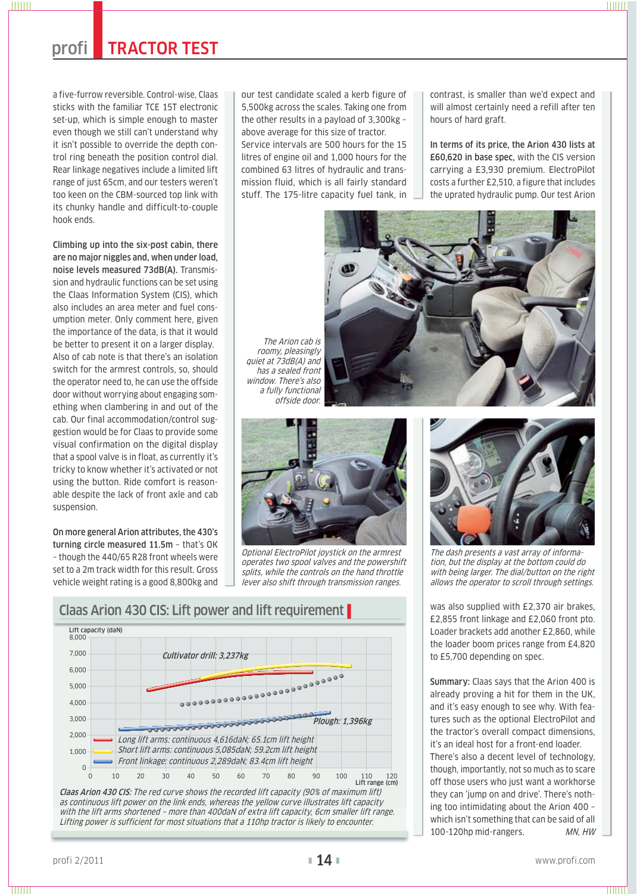a five-furrow reversible. Control-wise, Claas sticks with the familiar TCE 15T electronic set-up, which is simple enough to master even though we still can't understand why it isn't possible to override the depth control ring beneath the position control dial. Rear linkage negatives include a limited lift range of just 65cm, and our testers weren't too keen on the CBM-sourced top link with its chunky handle and difficult-to-couple hook ends.

**Climbing up into the six-post cabin, there are no major niggles and, when under load, noise levels measured 73dB(A).** Transmission and hydraulic functions can be set using the Claas Information System (CIS), which also includes an area meter and fuel consumption meter. Only comment here, given the importance of the data, is that it would be better to present it on a larger display. Also of cab note is that there's an isolation switch for the armrest controls, so, should the operator need to, he can use the offside door without worrying about engaging something when clambering in and out of the cab. Our final accommodation/control suggestion would be for Claas to provide some visual confirmation on the digital display that a spool valve is in float, as currently it's tricky to know whether it's activated or not using the button. Ride comfort is reasonable despite the lack of front axle and cab suspension.

**On more general Arion attributes, the 430's turning circle measured 11.5m** – that's OK – though the 440/65 R28 front wheels were set to a 2m track width for this result. Gross vehicle weight rating is a good 8,800kg and our test candidate scaled a kerb figure of 5,500kg across the scales. Taking one from the other results in a payload of 3,300kg – above average for this size of tractor. Service intervals are 500 hours for the 15 litres of engine oil and 1,000 hours for the combined 63 litres of hydraulic and transmission fluid, which is all fairly standard stuff. The 175-litre capacity fuel tank, in contrast, is smaller than we'd expect and will almost certainly need a refill after ten hours of hard graft.

**In terms of its price, the Arion 430 lists at £60,620 in base spec,** with the CIS version carrying a £3,930 premium. ElectroPilot costs a further £2,510, a figure that includes the uprated hydraulic pump. Our test Arion was also supplied with £2,370 air brakes, £2,855 front linkage and £2,060 front pto. Loader brackets add another £2,860, while the loader boom prices range from £4,820 to £5,700 depending on spec.

*The Arion cab is roomy, pleasingly quiet at 73dB(A) and has a sealed front window. There's also a fully functional offside door.*

*Optional ElectroPilot joystick on the armrest operates two spool valves and the powershift splits, while the controls on the hand throttle lever also shift through transmission ranges.*

*The dash presents a vast array of information, but the display at the bottom could do with being larger. The dial/button on the right allows the operator to scroll through settings.*

## Claas Arion 430 CIS: Lift power and lift requirement

Lift capacity (daN) vs Lift range (cm)

- Cultivator drill: 3,237kg
- Plough: 1,396kg
- Long lift arms: continuous 4,616daN; 65.1cm lift height
- Short lift arms: continuous 5,085daN; 59.2cm lift height
- Front linkage: continuous 2,289daN; 83.4cm lift height

*Claas Arion 430 CIS: The red curve shows the recorded lift capacity (90% of maximum lift) as continuous lift power on the link ends, whereas the yellow curve illustrates lift capacity with the lift arms shortened – more than 400daN of extra lift capacity, 6cm smaller lift range. Lifting power is sufficient for most situations that a 110hp tractor is likely to encounter.*

**Summary:** Claas says that the Arion 400 is already proving a hit for them in the UK, and it's easy enough to see why. With features such as the optional ElectroPilot and the tractor's overall compact dimensions, it's an ideal host for a front-end loader. There's also a decent level of technology, though, importantly, not so much as to scare off those users who just want a workhorse they can 'jump on and drive'. There's nothing intimidating about the Arion 400 – which isn't something that can be said of all 100-120hp mid-rangers. *MN, HW*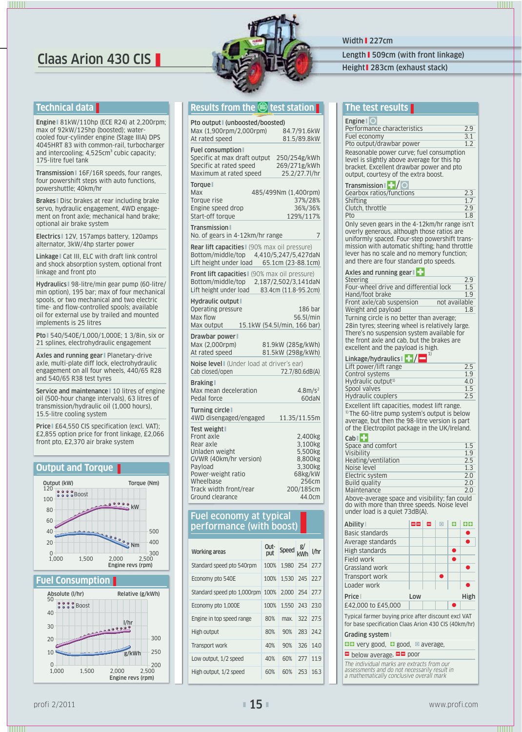# Claas Arion 430 CIS

**Width** 227cm
**Length** 509cm (with front linkage)
**Height** 283cm (exhaust stack)

## Technical data

**Engine** 81kW/110hp (ECE R24) at 2,200rpm; max of 92kW/125hp (boosted); water-cooled four-cylinder engine (Stage IIIA) DPS 4045HRT 83 with common-rail, turbocharger and intercooling; 4,525cm³ cubic capacity; 175-litre fuel tank

**Transmission** 16F/16R speeds, four ranges, four powershift steps with auto functions, powershuttle; 40km/hr

**Brakes** Disc brakes at rear including brake servo, hydraulic engagement, 4WD engagement on front axle; mechanical hand brake; optional air brake system

**Electrics** 12V, 157amps battery, 120amps alternator, 3kW/4hp starter power

**Linkage** Cat III, ELC with draft link control and shock absorption system, optional front linkage and front pto

**Hydraulics** 98-litre/min gear pump (60-litre/min option), 195 bar; max of four mechanical spools, or two mechanical and two electric time- and flow-controlled spools; available oil for external use by trailed and mounted implements is 25 litres

**Pto** 540/540E/1,000/1,000E; 1 3/8in, six or 21 splines, electrohydraulic engagement

**Axles and running gear** Planetary-drive axle, multi-plate diff lock, electrohydraulic engagement on all four wheels, 440/65 R28 and 540/65 R38 test tyres

**Service and maintenance** 10 litres of engine oil (500-hour change intervals), 63 litres of transmission/hydraulic oil (1,000 hours), 15.5-litre cooling system

**Price** £64,550 CIS specification (excl. VAT); £2,855 option price for front linkage, £2,066 front pto, £2,370 air brake system

## Output and Torque

Output (kW)
Torque (Nm)
Boost
kW
Nm
120, 100, 80, 60, 40, 20, 0
500, 400, 300
1,000 1,500 2,000 2,500
Engine revs (rpm)

## Fuel Consumption

Absolute (l/hr)
Relative (g/kWh)
Boost
l/hr
g/kWh
50, 40, 30, 20, 10, 0
300, 250, 200
1,000 1,500 2,000 2,500
Engine revs (rpm)

## Results from the DLG test station

**Pto output** (unboosted/boosted)

| | |
|---|---|
| Max (1,900rpm/2,000rpm) | 84.7/91.6kW |
| At rated speed | 81.5/89.8kW |

**Fuel consumption**

| | |
|---|---|
| Specific at max draft output | 250/254g/kWh |
| Specific at rated speed | 269/271g/kWh |
| Maximum at rated speed | 25.2/27.7l/hr |

**Torque**

| | |
|---|---|
| Max | 485/499Nm (1,400rpm) |
| Torque rise | 37%/28% |
| Engine speed drop | 36%/36% |
| Start-off torque | 129%/117% |

**Transmission**

| | |
|---|---|
| No. of gears in 4-12km/hr range | 7 |

**Rear lift capacities** (90% max oil pressure)

| | |
|---|---|
| Bottom/middle/top | 4,410/5,247/5,427daN |
| Lift height under load | 65.1cm (23-88.1cm) |

**Front lift capacities** (90% max oil pressure)

| | |
|---|---|
| Bottom/middle/top | 2,187/2,502/3,141daN |
| Lift height under load | 83.4cm (11.8-95.2cm) |

**Hydraulic output**

| | |
|---|---|
| Operating pressure | 186 bar |
| Max flow | 56.5l/min |
| Max output | 15.1kW (54.5l/min, 166 bar) |

**Drawbar power**

| | |
|---|---|
| Max (2,000rpm) | 81.9kW (285g/kWh) |
| At rated speed | 81.5kW (298g/kWh) |

**Noise level** (Under load at driver's ear)

| | |
|---|---|
| Cab closed/open | 72.7/80.6dB(A) |

**Braking**

| | |
|---|---|
| Max mean deceleration | 4.8m/s² |
| Pedal force | 60daN |

**Turning circle**

| | |
|---|---|
| 4WD disengaged/engaged | 11.35/11.55m |

**Test weight**

| | |
|---|---|
| Front axle | 2,400kg |
| Rear axle | 3,100kg |
| Unladen weight | 5,500kg |
| GVWR (40km/hr version) | 8,800kg |
| Payload | 3,300kg |
| Power-weight ratio | 68kg/kW |
| Wheelbase | 256cm |
| Track width front/rear | 200/185cm |
| Ground clearance | 44.0cm |

## Fuel economy at typical performance (with boost)

| Working areas | Output | Speed | g/kWh | l/hr |
|---|---|---|---|---|
| Standard speed pto 540rpm | 100% | 1,980 | 254 | 27.7 |
| Economy pto 540E | 100% | 1,530 | 245 | 22.7 |
| Standard speed pto 1,000rpm | 100% | 2,000 | 254 | 27.7 |
| Economy pto 1,000E | 100% | 1,550 | 243 | 23.0 |
| Engine in top speed range | 80% | max. | 322 | 27.5 |
| High output | 80% | 90% | 283 | 24.2 |
| Transport work | 40% | 90% | 326 | 14.0 |
| Low output, 1/2 speed | 40% | 60% | 277 | 11.9 |
| High output, 1/2 speed | 60% | 60% | 253 | 16.3 |

## The test results

**Engine** (average)

| | |
|---|---|
| Performance characteristics | 2.9 |
| Fuel economy | 3.1 |
| Pto output/drawbar power | 1.2 |

Reasonable power curve; fuel consumption level is slightly above average for this hp bracket. Excellent drawbar power and pto output, courtesy of the extra boost.

**Transmission** (good/average)

| | |
|---|---|
| Gearbox ratios/functions | 2.3 |
| Shifting | 1.7 |
| Clutch, throttle | 2.9 |
| Pto | 1.8 |

Only seven gears in the 4-12km/hr range isn't overly generous, although those ratios are uniformly spaced. Four-step powershift transmission with automatic shifting; hand throttle lever has no scale and no memory function; and there are four standard pto speeds.

**Axles and running gear** (good)

| | |
|---|---|
| Steering | 2.9 |
| Four-wheel drive and differential lock | 1.5 |
| Hand/foot brake | 1.9 |
| Front axle/cab suspension | not available |
| Weight and payload | 1.8 |

Turning circle is no better than average; 28in tyres; steering wheel is relatively large. There's no suspension system available for the front axle and cab, but the brakes are excellent and the payload is high.

**Linkage/hydraulics** (good/below average[1])

| | |
|---|---|
| Lift power/lift range | 2.5 |
| Control systems | 1.9 |
| Hydraulic output[1] | 4.0 |
| Spool valves | 1.5 |
| Hydraulic couplers | 2.5 |

Excellent lift capacities, modest lift range.
[1] The 60-litre pump system's output is below average, but then the 98-litre version is part of the Electropilot package in the UK/Ireland.

**Cab** (good)

| | |
|---|---|
| Space and comfort | 1.5 |
| Visibility | 1.9 |
| Heating/ventilation | 2.5 |
| Noise level | 1.3 |
| Electric system | 2.0 |
| Build quality | 2.0 |
| Maintenance | 2.0 |

Above-average space and visibility; fan could do with more than three speeds. Noise level under load is a quiet 73dB(A).

| Ability | poor | below average | average | good | very good |
|---|---|---|---|---|---|
| Basic standards | | | | | ● |
| Average standards | | | | | ● |
| High standards | | | | ● | |
| Field work | | | | ● | |
| Grassland work | | | | | ● |
| Transport work | | | ● | | |
| Loader work | | | | | ● |

| Price | Low | | | | High |
|---|---|---|---|---|---|
| £42,000 to £45,000 | | | | ● | |

Typical farmer buying price after discount excl VAT for base specification Claas Arion 430 CIS (40km/hr)

**Grading system**
++ very good, + good, ○ average,
− below average, −− poor

*The individual marks are extracts from our assessments and do not necessarily result in a mathematically conclusive overall mark*